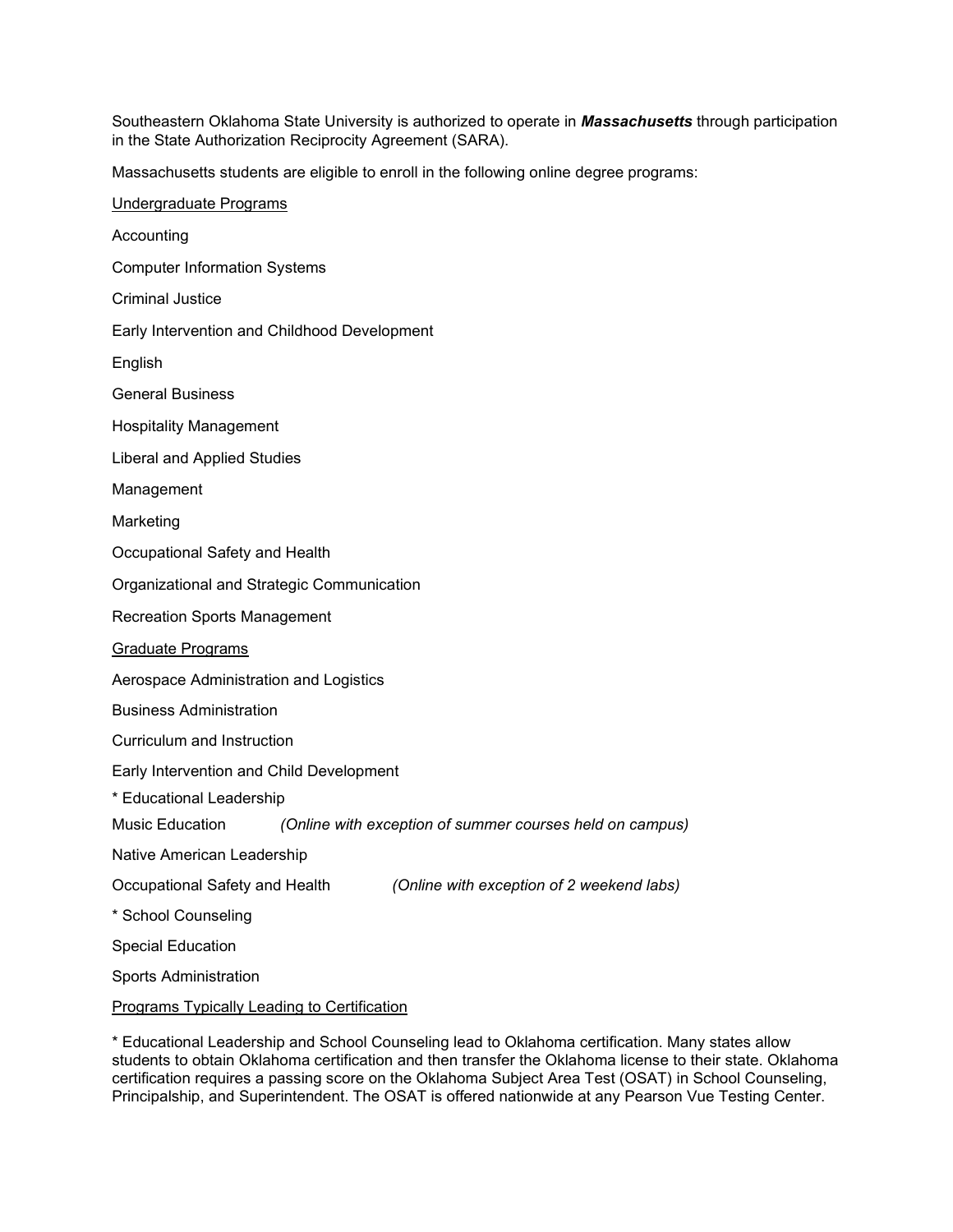Southeastern Oklahoma State University is authorized to operate in ***Massachusetts*** through participation in the State Authorization Reciprocity Agreement (SARA).

Massachusetts students are eligible to enroll in the following online degree programs:

<u>Undergraduate Programs</u>

Accounting

Computer Information Systems

Criminal Justice

Early Intervention and Childhood Development

English

General Business

Hospitality Management

Liberal and Applied Studies

Management

Marketing

Occupational Safety and Health

Organizational and Strategic Communication

Recreation Sports Management

<u>Graduate Programs</u>

Aerospace Administration and Logistics

Business Administration

Curriculum and Instruction

Early Intervention and Child Development

* Educational Leadership

Music Education *(Online with exception of summer courses held on campus)*

Native American Leadership

Occupational Safety and Health *(Online with exception of 2 weekend labs)*

* School Counseling

Special Education

Sports Administration

<u>Programs Typically Leading to Certification</u>

* Educational Leadership and School Counseling lead to Oklahoma certification. Many states allow students to obtain Oklahoma certification and then transfer the Oklahoma license to their state. Oklahoma certification requires a passing score on the Oklahoma Subject Area Test (OSAT) in School Counseling, Principalship, and Superintendent. The OSAT is offered nationwide at any Pearson Vue Testing Center.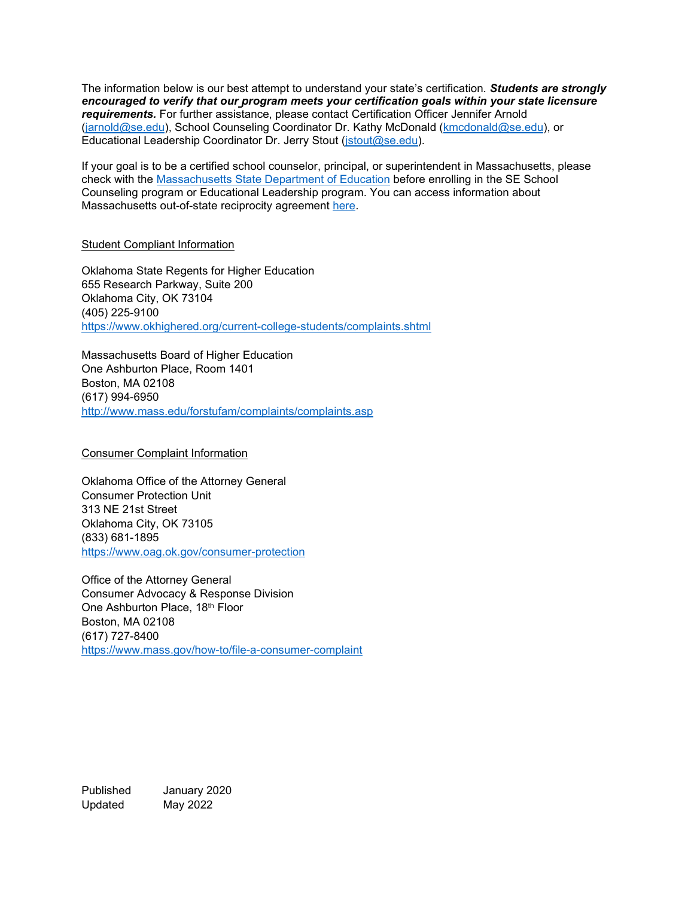The information below is our best attempt to understand your state's certification. ***Students are strongly encouraged to verify that our program meets your certification goals within your state licensure requirements.*** For further assistance, please contact Certification Officer Jennifer Arnold (jarnold@se.edu), School Counseling Coordinator Dr. Kathy McDonald (kmcdonald@se.edu), or Educational Leadership Coordinator Dr. Jerry Stout (jstout@se.edu).

If your goal is to be a certified school counselor, principal, or superintendent in Massachusetts, please check with the Massachusetts State Department of Education before enrolling in the SE School Counseling program or Educational Leadership program. You can access information about Massachusetts out-of-state reciprocity agreement here.

Student Compliant Information

Oklahoma State Regents for Higher Education
655 Research Parkway, Suite 200
Oklahoma City, OK 73104
(405) 225-9100
https://www.okhighered.org/current-college-students/complaints.shtml

Massachusetts Board of Higher Education
One Ashburton Place, Room 1401
Boston, MA 02108
(617) 994-6950
http://www.mass.edu/forstufam/complaints/complaints.asp

Consumer Complaint Information

Oklahoma Office of the Attorney General
Consumer Protection Unit
313 NE 21st Street
Oklahoma City, OK 73105
(833) 681-1895
https://www.oag.ok.gov/consumer-protection

Office of the Attorney General
Consumer Advocacy & Response Division
One Ashburton Place, 18th Floor
Boston, MA 02108
(617) 727-8400
https://www.mass.gov/how-to/file-a-consumer-complaint

Published January 2020
Updated May 2022